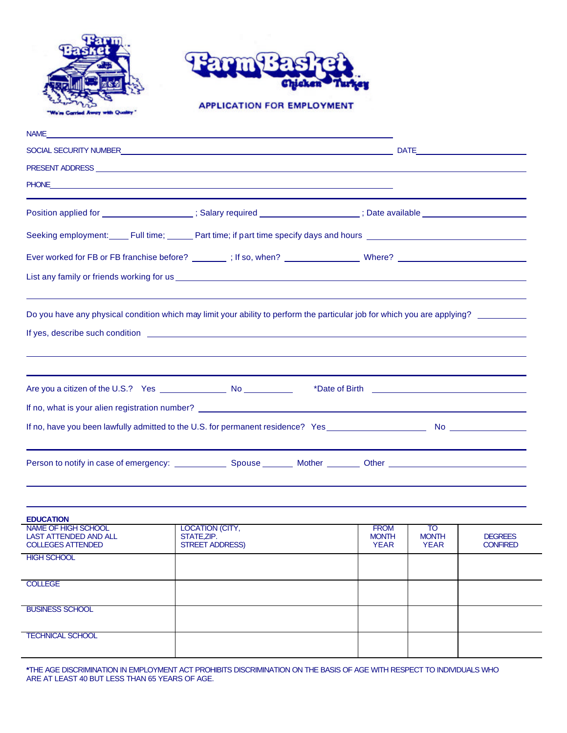# Farm Basket Chicken Turkey

"We're Carried Away with Quality"

## APPLICATION FOR EMPLOYMENT

NAME ____________________

SOCIAL SECURITY NUMBER ____________________ DATE ____________

PRESENT ADDRESS ____________________

PHONE ____________________

---

Position applied for ____________ ; Salary required ____________ ; Date available ____________

Seeking employment: ____ Full time; ____ Part time; if part time specify days and hours ____________

Ever worked for FB or FB franchise before? ______ ; If so, when? __________ Where? ____________

List any family or friends working for us ____________________

Do you have any physical condition which may limit your ability to perform the particular job for which you are applying? ______

If yes, describe such condition ____________________

---

Are you a citizen of the U.S.? Yes ________ No ________ *Date of Birth ____________

If no, what is your alien registration number? ____________________

If no, have you been lawfully admitted to the U.S. for permanent residence? Yes ____________ No ________

---

Person to notify in case of emergency: ________ Spouse ______ Mother ______ Other ____________

**EDUCATION**

| NAME OF HIGH SCHOOL LAST ATTENDED AND ALL COLLEGES ATTENDED | LOCATION (CITY, STATE,ZIP. STREET ADDRESS) | FROM MONTH YEAR | TO MONTH YEAR | DEGREES CONFIRED |
|---|---|---|---|---|
| HIGH SCHOOL | | | | |
| COLLEGE | | | | |
| BUSINESS SCHOOL | | | | |
| TECHNICAL SCHOOL | | | | |

*THE AGE DISCRIMINATION IN EMPLOYMENT ACT PROHIBITS DISCRIMINATION ON THE BASIS OF AGE WITH RESPECT TO INDIVIDUALS WHO ARE AT LEAST 40 BUT LESS THAN 65 YEARS OF AGE.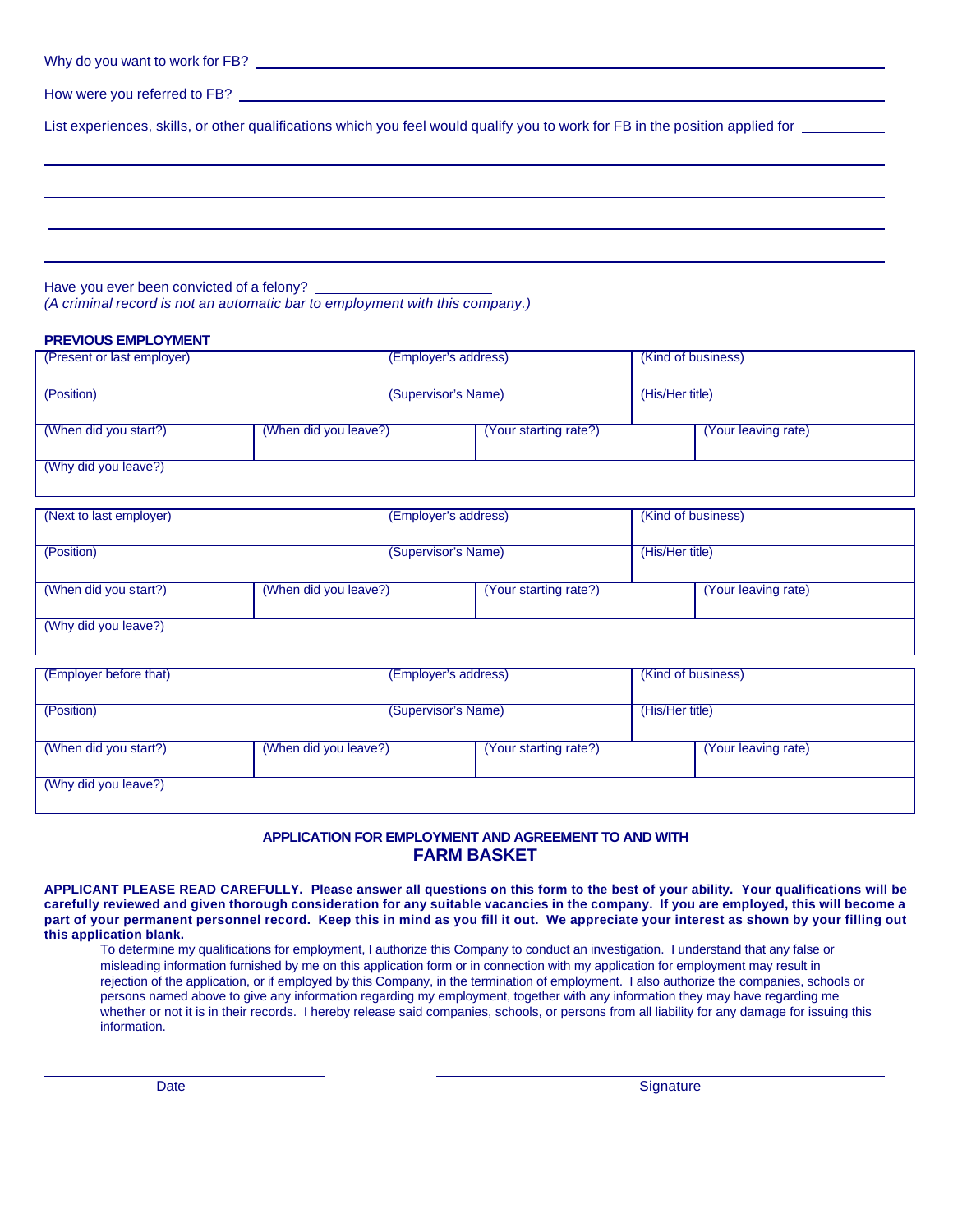Why do you want to work for FB? ____________________

How were you referred to FB? ____________________

List experiences, skills, or other qualifications which you feel would qualify you to work for FB in the position applied for ____________________

____________________

____________________

____________________

____________________

Have you ever been convicted of a felony? ____________________
*(A criminal record is not an automatic bar to employment with this company.)*

**PREVIOUS EMPLOYMENT**

| | | | |
|---|---|---|---|
| (Present or last employer) | | (Employer's address) | (Kind of business) |
| (Position) | | (Supervisor's Name) | (His/Her title) |
| (When did you start?) | (When did you leave?) | (Your starting rate?) | (Your leaving rate) |
| (Why did you leave?) | | | |

| | | | |
|---|---|---|---|
| (Next to last employer) | | (Employer's address) | (Kind of business) |
| (Position) | | (Supervisor's Name) | (His/Her title) |
| (When did you start?) | (When did you leave?) | (Your starting rate?) | (Your leaving rate) |
| (Why did you leave?) | | | |

| | | | |
|---|---|---|---|
| (Employer before that) | | (Employer's address) | (Kind of business) |
| (Position) | | (Supervisor's Name) | (His/Her title) |
| (When did you start?) | (When did you leave?) | (Your starting rate?) | (Your leaving rate) |
| (Why did you leave?) | | | |

**APPLICATION FOR EMPLOYMENT AND AGREEMENT TO AND WITH**
## FARM BASKET

**APPLICANT PLEASE READ CAREFULLY. Please answer all questions on this form to the best of your ability. Your qualifications will be carefully reviewed and given thorough consideration for any suitable vacancies in the company. If you are employed, this will become a part of your permanent personnel record. Keep this in mind as you fill it out. We appreciate your interest as shown by your filling out this application blank.**

To determine my qualifications for employment, I authorize this Company to conduct an investigation. I understand that any false or misleading information furnished by me on this application form or in connection with my application for employment may result in rejection of the application, or if employed by this Company, in the termination of employment. I also authorize the companies, schools or persons named above to give any information regarding my employment, together with any information they may have regarding me whether or not it is in their records. I hereby release said companies, schools, or persons from all liability for any damage for issuing this information.

____________________ Date

____________________ Signature